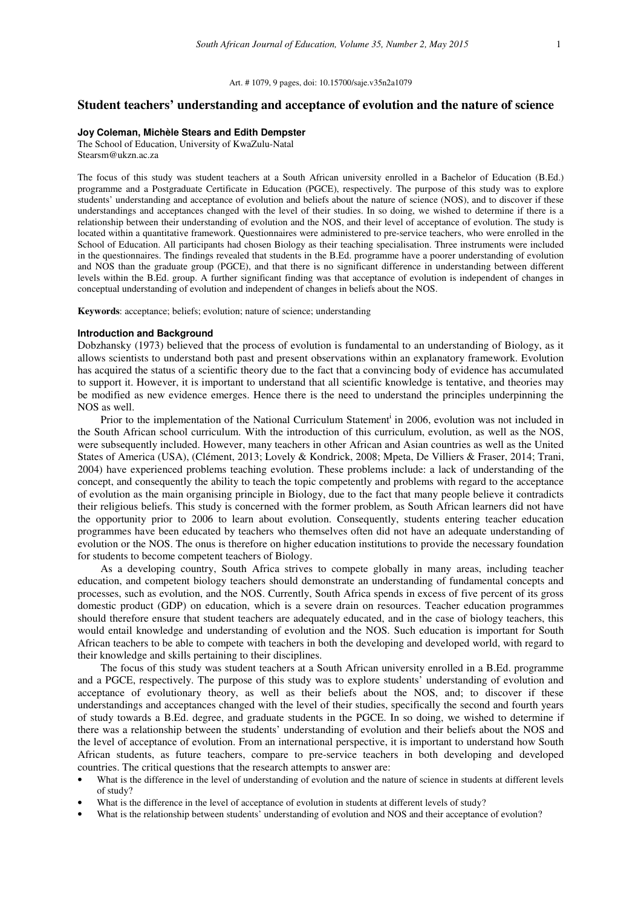Art. # 1079, 9 pages, doi: 10.15700/saje.v35n2a1079

# Student teachers' understanding and acceptance of evolution and the nature of science

**Joy Coleman, Michèle Stears and Edith Dempster**
The School of Education, University of KwaZulu-Natal
Stearsm@ukzn.ac.za

The focus of this study was student teachers at a South African university enrolled in a Bachelor of Education (B.Ed.) programme and a Postgraduate Certificate in Education (PGCE), respectively. The purpose of this study was to explore students' understanding and acceptance of evolution and beliefs about the nature of science (NOS), and to discover if these understandings and acceptances changed with the level of their studies. In so doing, we wished to determine if there is a relationship between their understanding of evolution and the NOS, and their level of acceptance of evolution. The study is located within a quantitative framework. Questionnaires were administered to pre-service teachers, who were enrolled in the School of Education. All participants had chosen Biology as their teaching specialisation. Three instruments were included in the questionnaires. The findings revealed that students in the B.Ed. programme have a poorer understanding of evolution and NOS than the graduate group (PGCE), and that there is no significant difference in understanding between different levels within the B.Ed. group. A further significant finding was that acceptance of evolution is independent of changes in conceptual understanding of evolution and independent of changes in beliefs about the NOS.

**Keywords**: acceptance; beliefs; evolution; nature of science; understanding

## Introduction and Background

Dobzhansky (1973) believed that the process of evolution is fundamental to an understanding of Biology, as it allows scientists to understand both past and present observations within an explanatory framework. Evolution has acquired the status of a scientific theory due to the fact that a convincing body of evidence has accumulated to support it. However, it is important to understand that all scientific knowledge is tentative, and theories may be modified as new evidence emerges. Hence there is the need to understand the principles underpinning the NOS as well.

Prior to the implementation of the National Curriculum Statement[i] in 2006, evolution was not included in the South African school curriculum. With the introduction of this curriculum, evolution, as well as the NOS, were subsequently included. However, many teachers in other African and Asian countries as well as the United States of America (USA), (Clément, 2013; Lovely & Kondrick, 2008; Mpeta, De Villiers & Fraser, 2014; Trani, 2004) have experienced problems teaching evolution. These problems include: a lack of understanding of the concept, and consequently the ability to teach the topic competently and problems with regard to the acceptance of evolution as the main organising principle in Biology, due to the fact that many people believe it contradicts their religious beliefs. This study is concerned with the former problem, as South African learners did not have the opportunity prior to 2006 to learn about evolution. Consequently, students entering teacher education programmes have been educated by teachers who themselves often did not have an adequate understanding of evolution or the NOS. The onus is therefore on higher education institutions to provide the necessary foundation for students to become competent teachers of Biology.

As a developing country, South Africa strives to compete globally in many areas, including teacher education, and competent biology teachers should demonstrate an understanding of fundamental concepts and processes, such as evolution, and the NOS. Currently, South Africa spends in excess of five percent of its gross domestic product (GDP) on education, which is a severe drain on resources. Teacher education programmes should therefore ensure that student teachers are adequately educated, and in the case of biology teachers, this would entail knowledge and understanding of evolution and the NOS. Such education is important for South African teachers to be able to compete with teachers in both the developing and developed world, with regard to their knowledge and skills pertaining to their disciplines.

The focus of this study was student teachers at a South African university enrolled in a B.Ed. programme and a PGCE, respectively. The purpose of this study was to explore students' understanding of evolution and acceptance of evolutionary theory, as well as their beliefs about the NOS, and; to discover if these understandings and acceptances changed with the level of their studies, specifically the second and fourth years of study towards a B.Ed. degree, and graduate students in the PGCE. In so doing, we wished to determine if there was a relationship between the students' understanding of evolution and their beliefs about the NOS and the level of acceptance of evolution. From an international perspective, it is important to understand how South African students, as future teachers, compare to pre-service teachers in both developing and developed countries. The critical questions that the research attempts to answer are:

- What is the difference in the level of understanding of evolution and the nature of science in students at different levels of study?
- What is the difference in the level of acceptance of evolution in students at different levels of study?
- What is the relationship between students' understanding of evolution and NOS and their acceptance of evolution?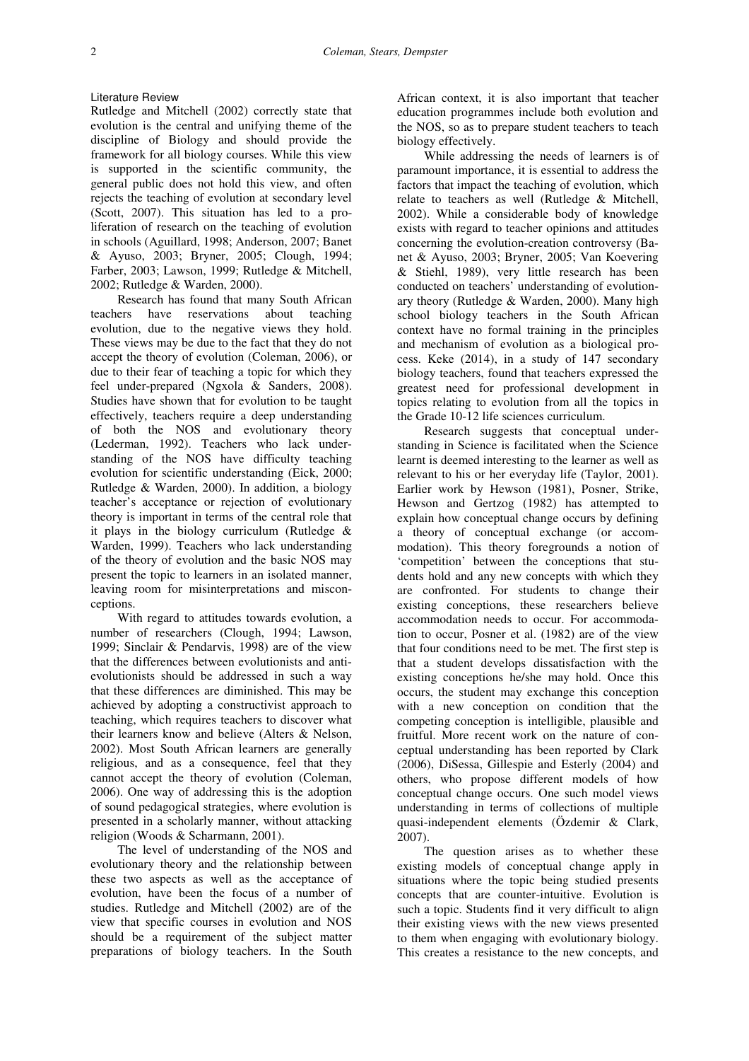## Literature Review

Rutledge and Mitchell (2002) correctly state that evolution is the central and unifying theme of the discipline of Biology and should provide the framework for all biology courses. While this view is supported in the scientific community, the general public does not hold this view, and often rejects the teaching of evolution at secondary level (Scott, 2007). This situation has led to a proliferation of research on the teaching of evolution in schools (Aguillard, 1998; Anderson, 2007; Banet & Ayuso, 2003; Bryner, 2005; Clough, 1994; Farber, 2003; Lawson, 1999; Rutledge & Mitchell, 2002; Rutledge & Warden, 2000).

Research has found that many South African teachers have reservations about teaching evolution, due to the negative views they hold. These views may be due to the fact that they do not accept the theory of evolution (Coleman, 2006), or due to their fear of teaching a topic for which they feel under-prepared (Ngxola & Sanders, 2008). Studies have shown that for evolution to be taught effectively, teachers require a deep understanding of both the NOS and evolutionary theory (Lederman, 1992). Teachers who lack understanding of the NOS have difficulty teaching evolution for scientific understanding (Eick, 2000; Rutledge & Warden, 2000). In addition, a biology teacher's acceptance or rejection of evolutionary theory is important in terms of the central role that it plays in the biology curriculum (Rutledge & Warden, 1999). Teachers who lack understanding of the theory of evolution and the basic NOS may present the topic to learners in an isolated manner, leaving room for misinterpretations and misconceptions.

With regard to attitudes towards evolution, a number of researchers (Clough, 1994; Lawson, 1999; Sinclair & Pendarvis, 1998) are of the view that the differences between evolutionists and anti-evolutionists should be addressed in such a way that these differences are diminished. This may be achieved by adopting a constructivist approach to teaching, which requires teachers to discover what their learners know and believe (Alters & Nelson, 2002). Most South African learners are generally religious, and as a consequence, feel that they cannot accept the theory of evolution (Coleman, 2006). One way of addressing this is the adoption of sound pedagogical strategies, where evolution is presented in a scholarly manner, without attacking religion (Woods & Scharmann, 2001).

The level of understanding of the NOS and evolutionary theory and the relationship between these two aspects as well as the acceptance of evolution, have been the focus of a number of studies. Rutledge and Mitchell (2002) are of the view that specific courses in evolution and NOS should be a requirement of the subject matter preparations of biology teachers. In the South African context, it is also important that teacher education programmes include both evolution and the NOS, so as to prepare student teachers to teach biology effectively.

While addressing the needs of learners is of paramount importance, it is essential to address the factors that impact the teaching of evolution, which relate to teachers as well (Rutledge & Mitchell, 2002). While a considerable body of knowledge exists with regard to teacher opinions and attitudes concerning the evolution-creation controversy (Banet & Ayuso, 2003; Bryner, 2005; Van Koevering & Stiehl, 1989), very little research has been conducted on teachers' understanding of evolutionary theory (Rutledge & Warden, 2000). Many high school biology teachers in the South African context have no formal training in the principles and mechanism of evolution as a biological process. Keke (2014), in a study of 147 secondary biology teachers, found that teachers expressed the greatest need for professional development in topics relating to evolution from all the topics in the Grade 10-12 life sciences curriculum.

Research suggests that conceptual understanding in Science is facilitated when the Science learnt is deemed interesting to the learner as well as relevant to his or her everyday life (Taylor, 2001). Earlier work by Hewson (1981), Posner, Strike, Hewson and Gertzog (1982) has attempted to explain how conceptual change occurs by defining a theory of conceptual exchange (or accommodation). This theory foregrounds a notion of 'competition' between the conceptions that students hold and any new concepts with which they are confronted. For students to change their existing conceptions, these researchers believe accommodation needs to occur. For accommodation to occur, Posner et al. (1982) are of the view that four conditions need to be met. The first step is that a student develops dissatisfaction with the existing conceptions he/she may hold. Once this occurs, the student may exchange this conception with a new conception on condition that the competing conception is intelligible, plausible and fruitful. More recent work on the nature of conceptual understanding has been reported by Clark (2006), DiSessa, Gillespie and Esterly (2004) and others, who propose different models of how conceptual change occurs. One such model views understanding in terms of collections of multiple quasi-independent elements (Özdemir & Clark, 2007).

The question arises as to whether these existing models of conceptual change apply in situations where the topic being studied presents concepts that are counter-intuitive. Evolution is such a topic. Students find it very difficult to align their existing views with the new views presented to them when engaging with evolutionary biology. This creates a resistance to the new concepts, and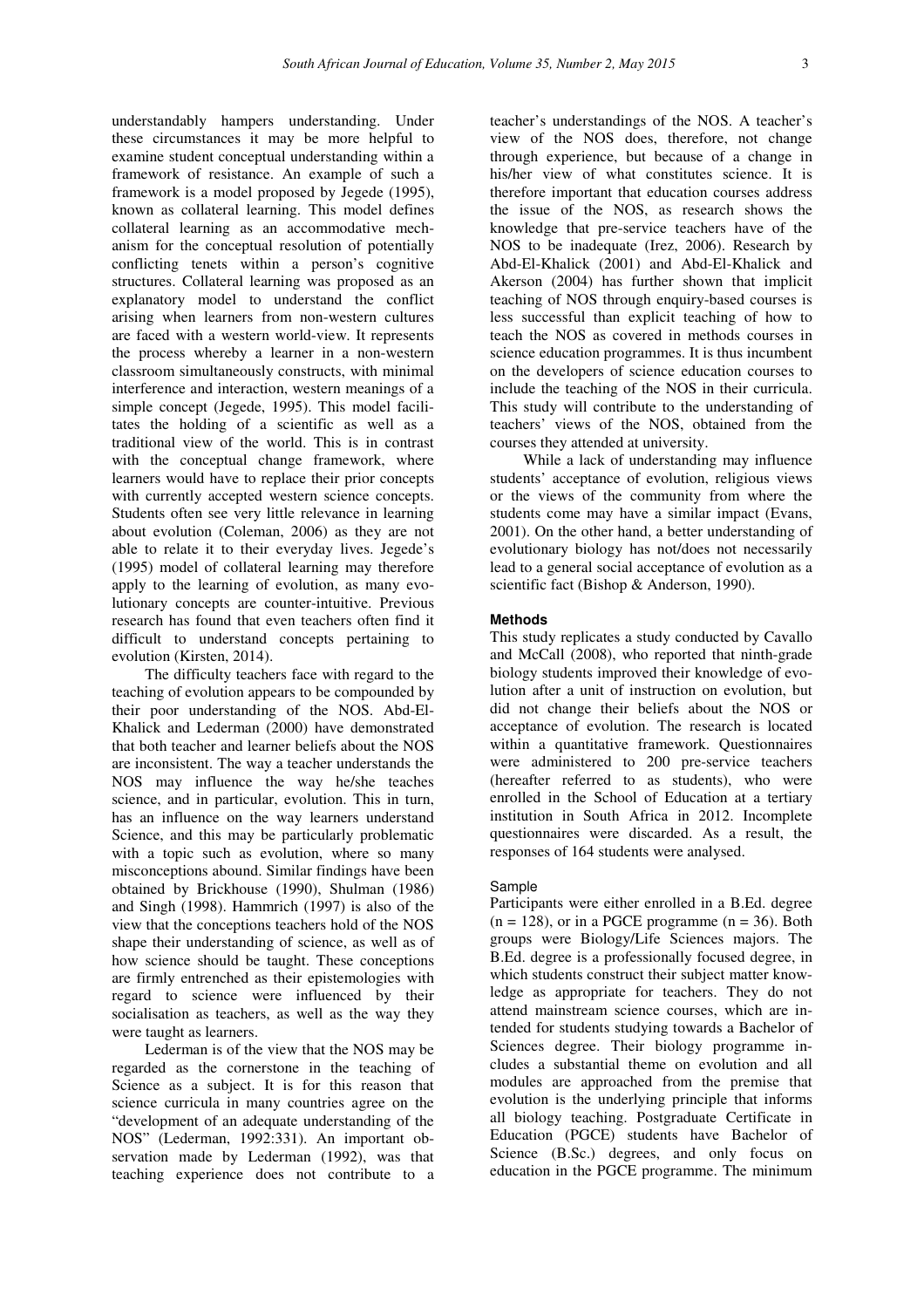understandably hampers understanding. Under these circumstances it may be more helpful to examine student conceptual understanding within a framework of resistance. An example of such a framework is a model proposed by Jegede (1995), known as collateral learning. This model defines collateral learning as an accommodative mechanism for the conceptual resolution of potentially conflicting tenets within a person's cognitive structures. Collateral learning was proposed as an explanatory model to understand the conflict arising when learners from non-western cultures are faced with a western world-view. It represents the process whereby a learner in a non-western classroom simultaneously constructs, with minimal interference and interaction, western meanings of a simple concept (Jegede, 1995). This model facilitates the holding of a scientific as well as a traditional view of the world. This is in contrast with the conceptual change framework, where learners would have to replace their prior concepts with currently accepted western science concepts. Students often see very little relevance in learning about evolution (Coleman, 2006) as they are not able to relate it to their everyday lives. Jegede's (1995) model of collateral learning may therefore apply to the learning of evolution, as many evolutionary concepts are counter-intuitive. Previous research has found that even teachers often find it difficult to understand concepts pertaining to evolution (Kirsten, 2014).

The difficulty teachers face with regard to the teaching of evolution appears to be compounded by their poor understanding of the NOS. Abd-El-Khalick and Lederman (2000) have demonstrated that both teacher and learner beliefs about the NOS are inconsistent. The way a teacher understands the NOS may influence the way he/she teaches science, and in particular, evolution. This in turn, has an influence on the way learners understand Science, and this may be particularly problematic with a topic such as evolution, where so many misconceptions abound. Similar findings have been obtained by Brickhouse (1990), Shulman (1986) and Singh (1998). Hammrich (1997) is also of the view that the conceptions teachers hold of the NOS shape their understanding of science, as well as of how science should be taught. These conceptions are firmly entrenched as their epistemologies with regard to science were influenced by their socialisation as teachers, as well as the way they were taught as learners.

Lederman is of the view that the NOS may be regarded as the cornerstone in the teaching of Science as a subject. It is for this reason that science curricula in many countries agree on the "development of an adequate understanding of the NOS" (Lederman, 1992:331). An important observation made by Lederman (1992), was that teaching experience does not contribute to a teacher's understandings of the NOS. A teacher's view of the NOS does, therefore, not change through experience, but because of a change in his/her view of what constitutes science. It is therefore important that education courses address the issue of the NOS, as research shows the knowledge that pre-service teachers have of the NOS to be inadequate (Irez, 2006). Research by Abd-El-Khalick (2001) and Abd-El-Khalick and Akerson (2004) has further shown that implicit teaching of NOS through enquiry-based courses is less successful than explicit teaching of how to teach the NOS as covered in methods courses in science education programmes. It is thus incumbent on the developers of science education courses to include the teaching of the NOS in their curricula. This study will contribute to the understanding of teachers' views of the NOS, obtained from the courses they attended at university.

While a lack of understanding may influence students' acceptance of evolution, religious views or the views of the community from where the students come may have a similar impact (Evans, 2001). On the other hand, a better understanding of evolutionary biology has not/does not necessarily lead to a general social acceptance of evolution as a scientific fact (Bishop & Anderson, 1990).

## Methods

This study replicates a study conducted by Cavallo and McCall (2008), who reported that ninth-grade biology students improved their knowledge of evolution after a unit of instruction on evolution, but did not change their beliefs about the NOS or acceptance of evolution. The research is located within a quantitative framework. Questionnaires were administered to 200 pre-service teachers (hereafter referred to as students), who were enrolled in the School of Education at a tertiary institution in South Africa in 2012. Incomplete questionnaires were discarded. As a result, the responses of 164 students were analysed.

### Sample

Participants were either enrolled in a B.Ed. degree ($n = 128$), or in a PGCE programme ($n = 36$). Both groups were Biology/Life Sciences majors. The B.Ed. degree is a professionally focused degree, in which students construct their subject matter knowledge as appropriate for teachers. They do not attend mainstream science courses, which are intended for students studying towards a Bachelor of Sciences degree. Their biology programme includes a substantial theme on evolution and all modules are approached from the premise that evolution is the underlying principle that informs all biology teaching. Postgraduate Certificate in Education (PGCE) students have Bachelor of Science (B.Sc.) degrees, and only focus on education in the PGCE programme. The minimum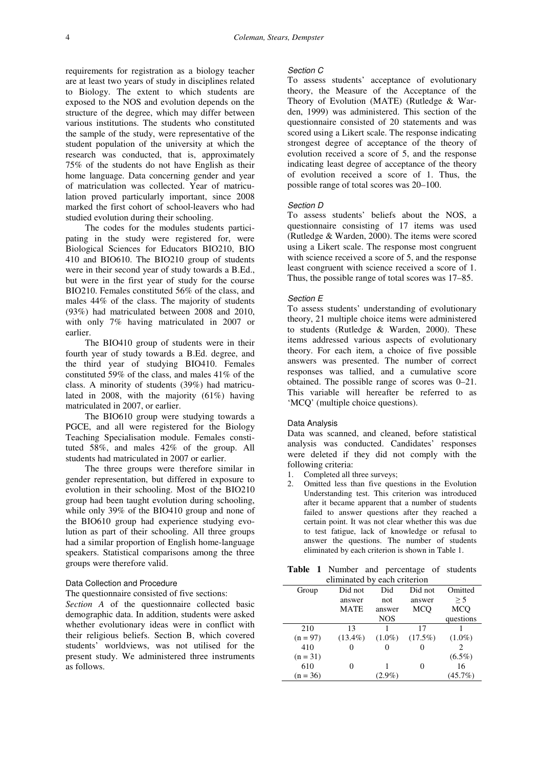requirements for registration as a biology teacher are at least two years of study in disciplines related to Biology. The extent to which students are exposed to the NOS and evolution depends on the structure of the degree, which may differ between various institutions. The students who constituted the sample of the study, were representative of the student population of the university at which the research was conducted, that is, approximately 75% of the students do not have English as their home language. Data concerning gender and year of matriculation was collected. Year of matriculation proved particularly important, since 2008 marked the first cohort of school-leavers who had studied evolution during their schooling.

The codes for the modules students participating in the study were registered for, were Biological Sciences for Educators BIO210, BIO 410 and BIO610. The BIO210 group of students were in their second year of study towards a B.Ed., but were in the first year of study for the course BIO210. Females constituted 56% of the class, and males 44% of the class. The majority of students (93%) had matriculated between 2008 and 2010, with only 7% having matriculated in 2007 or earlier.

The BIO410 group of students were in their fourth year of study towards a B.Ed. degree, and the third year of studying BIO410. Females constituted 59% of the class, and males 41% of the class. A minority of students (39%) had matriculated in 2008, with the majority (61%) having matriculated in 2007, or earlier.

The BIO610 group were studying towards a PGCE, and all were registered for the Biology Teaching Specialisation module. Females constituted 58%, and males 42% of the group. All students had matriculated in 2007 or earlier.

The three groups were therefore similar in gender representation, but differed in exposure to evolution in their schooling. Most of the BIO210 group had been taught evolution during schooling, while only 39% of the BIO410 group and none of the BIO610 group had experience studying evolution as part of their schooling. All three groups had a similar proportion of English home-language speakers. Statistical comparisons among the three groups were therefore valid.

### Data Collection and Procedure

The questionnaire consisted of five sections:

*Section A* of the questionnaire collected basic demographic data. In addition, students were asked whether evolutionary ideas were in conflict with their religious beliefs. Section B, which covered students' worldviews, was not utilised for the present study. We administered three instruments as follows.

#### *Section C*

To assess students' acceptance of evolutionary theory, the Measure of the Acceptance of the Theory of Evolution (MATE) (Rutledge & Warden, 1999) was administered. This section of the questionnaire consisted of 20 statements and was scored using a Likert scale. The response indicating strongest degree of acceptance of the theory of evolution received a score of 5, and the response indicating least degree of acceptance of the theory of evolution received a score of 1. Thus, the possible range of total scores was 20–100.

#### *Section D*

To assess students' beliefs about the NOS, a questionnaire consisting of 17 items was used (Rutledge & Warden, 2000). The items were scored using a Likert scale. The response most congruent with science received a score of 5, and the response least congruent with science received a score of 1. Thus, the possible range of total scores was 17–85.

#### *Section E*

To assess students' understanding of evolutionary theory, 21 multiple choice items were administered to students (Rutledge & Warden, 2000). These items addressed various aspects of evolutionary theory. For each item, a choice of five possible answers was presented. The number of correct responses was tallied, and a cumulative score obtained. The possible range of scores was 0–21. This variable will hereafter be referred to as 'MCQ' (multiple choice questions).

### Data Analysis

Data was scanned, and cleaned, before statistical analysis was conducted. Candidates' responses were deleted if they did not comply with the following criteria:

1. Completed all three surveys;
2. Omitted less than five questions in the Evolution Understanding test. This criterion was introduced after it became apparent that a number of students failed to answer questions after they reached a certain point. It was not clear whether this was due to test fatigue, lack of knowledge or refusal to answer the questions. The number of students eliminated by each criterion is shown in Table 1.

**Table 1** Number and percentage of students eliminated by each criterion

| Group | Did not answer MATE | Did not answer NOS | Did not answer MCQ | Omitted ≥ 5 MCQ questions |
|---|---|---|---|---|
| 210 (n = 97) | 13 (13.4%) | 1 (1.0%) | 17 (17.5%) | 1 (1.0%) |
| 410 (n = 31) | 0 | 0 | 0 | 2 (6.5%) |
| 610 (n = 36) | 0 | 1 (2.9%) | 0 | 16 (45.7%) |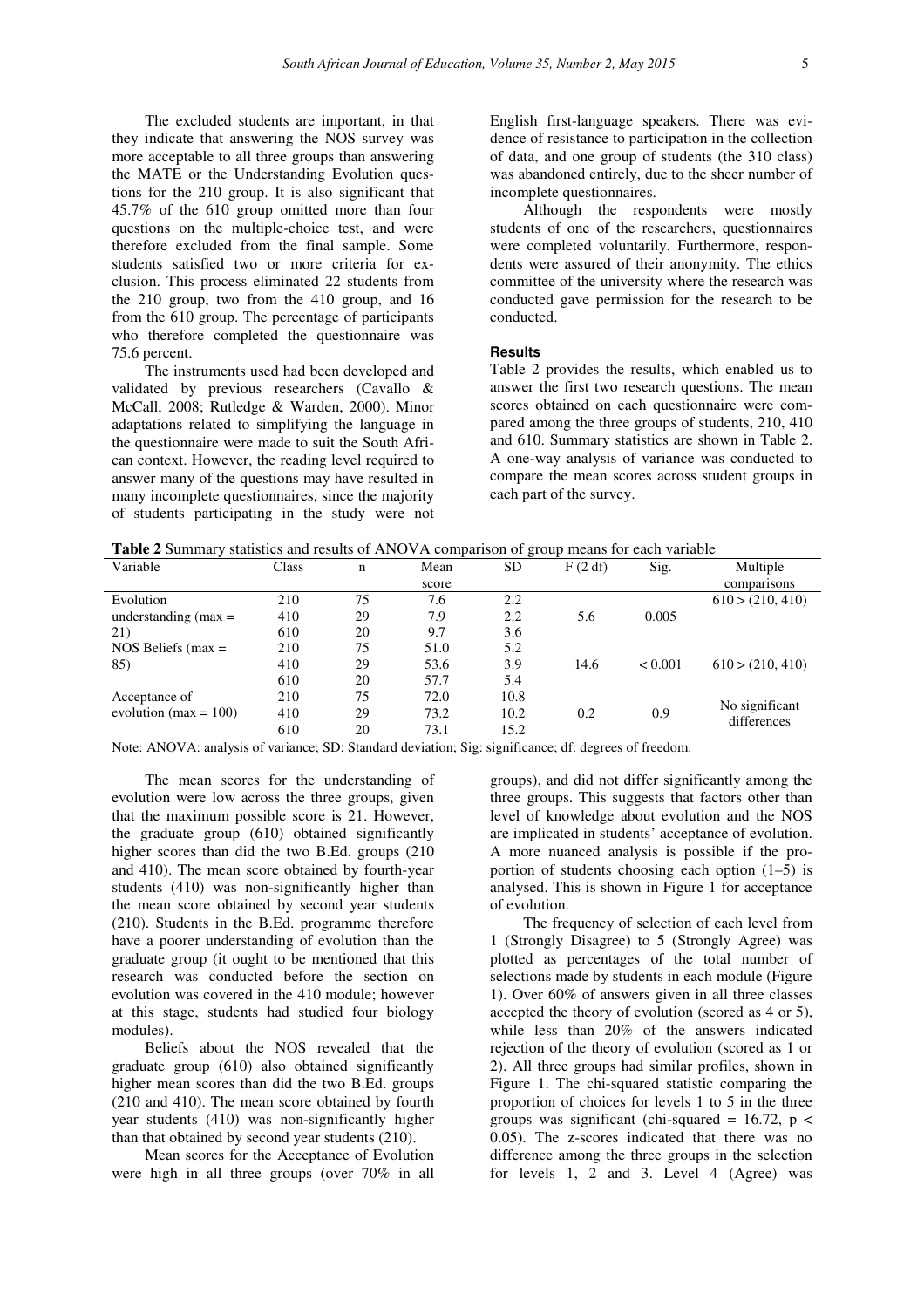The excluded students are important, in that they indicate that answering the NOS survey was more acceptable to all three groups than answering the MATE or the Understanding Evolution questions for the 210 group. It is also significant that 45.7% of the 610 group omitted more than four questions on the multiple-choice test, and were therefore excluded from the final sample. Some students satisfied two or more criteria for exclusion. This process eliminated 22 students from the 210 group, two from the 410 group, and 16 from the 610 group. The percentage of participants who therefore completed the questionnaire was 75.6 percent.

The instruments used had been developed and validated by previous researchers (Cavallo & McCall, 2008; Rutledge & Warden, 2000). Minor adaptations related to simplifying the language in the questionnaire were made to suit the South African context. However, the reading level required to answer many of the questions may have resulted in many incomplete questionnaires, since the majority of students participating in the study were not English first-language speakers. There was evidence of resistance to participation in the collection of data, and one group of students (the 310 class) was abandoned entirely, due to the sheer number of incomplete questionnaires.

Although the respondents were mostly students of one of the researchers, questionnaires were completed voluntarily. Furthermore, respondents were assured of their anonymity. The ethics committee of the university where the research was conducted gave permission for the research to be conducted.

### Results

Table 2 provides the results, which enabled us to answer the first two research questions. The mean scores obtained on each questionnaire were compared among the three groups of students, 210, 410 and 610. Summary statistics are shown in Table 2. A one-way analysis of variance was conducted to compare the mean scores across student groups in each part of the survey.

**Table 2** Summary statistics and results of ANOVA comparison of group means for each variable

| Variable | Class | n | Mean score | SD | F (2 df) | Sig. | Multiple comparisons |
|---|---|---|---|---|---|---|---|
| Evolution understanding (max = 21) | 210 | 75 | 7.6 | 2.2 | | | 610 > (210, 410) |
| | 410 | 29 | 7.9 | 2.2 | 5.6 | 0.005 | |
| | 610 | 20 | 9.7 | 3.6 | | | |
| NOS Beliefs (max = 85) | 210 | 75 | 51.0 | 5.2 | | | |
| | 410 | 29 | 53.6 | 3.9 | 14.6 | < 0.001 | 610 > (210, 410) |
| | 610 | 20 | 57.7 | 5.4 | | | |
| Acceptance of evolution (max = 100) | 210 | 75 | 72.0 | 10.8 | | | |
| | 410 | 29 | 73.2 | 10.2 | 0.2 | 0.9 | No significant differences |
| | 610 | 20 | 73.1 | 15.2 | | | |

Note: ANOVA: analysis of variance; SD: Standard deviation; Sig: significance; df: degrees of freedom.

The mean scores for the understanding of evolution were low across the three groups, given that the maximum possible score is 21. However, the graduate group (610) obtained significantly higher scores than did the two B.Ed. groups (210 and 410). The mean score obtained by fourth-year students (410) was non-significantly higher than the mean score obtained by second year students (210). Students in the B.Ed. programme therefore have a poorer understanding of evolution than the graduate group (it ought to be mentioned that this research was conducted before the section on evolution was covered in the 410 module; however at this stage, students had studied four biology modules).

Beliefs about the NOS revealed that the graduate group (610) also obtained significantly higher mean scores than did the two B.Ed. groups (210 and 410). The mean score obtained by fourth year students (410) was non-significantly higher than that obtained by second year students (210).

Mean scores for the Acceptance of Evolution were high in all three groups (over 70% in all groups), and did not differ significantly among the three groups. This suggests that factors other than level of knowledge about evolution and the NOS are implicated in students' acceptance of evolution. A more nuanced analysis is possible if the proportion of students choosing each option (1–5) is analysed. This is shown in Figure 1 for acceptance of evolution.

The frequency of selection of each level from 1 (Strongly Disagree) to 5 (Strongly Agree) was plotted as percentages of the total number of selections made by students in each module (Figure 1). Over 60% of answers given in all three classes accepted the theory of evolution (scored as 4 or 5), while less than 20% of the answers indicated rejection of the theory of evolution (scored as 1 or 2). All three groups had similar profiles, shown in Figure 1. The chi-squared statistic comparing the proportion of choices for levels 1 to 5 in the three groups was significant (chi-squared = 16.72, $p < 0.05$). The z-scores indicated that there was no difference among the three groups in the selection for levels 1, 2 and 3. Level 4 (Agree) was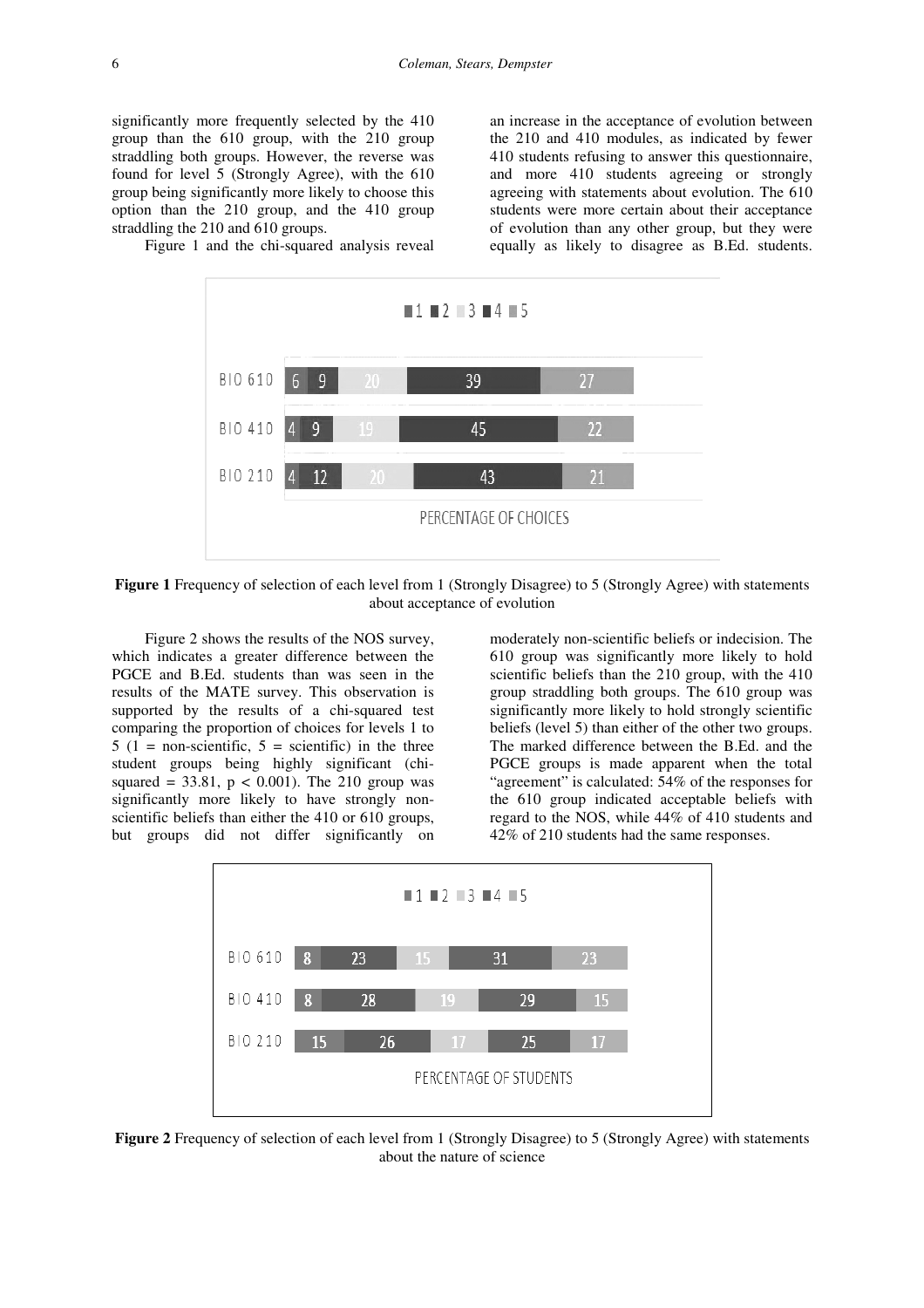significantly more frequently selected by the 410 group than the 610 group, with the 210 group straddling both groups. However, the reverse was found for level 5 (Strongly Agree), with the 610 group being significantly more likely to choose this option than the 210 group, and the 410 group straddling the 210 and 610 groups.

Figure 1 and the chi-squared analysis reveal an increase in the acceptance of evolution between the 210 and 410 modules, as indicated by fewer 410 students refusing to answer this questionnaire, and more 410 students agreeing or strongly agreeing with statements about evolution. The 610 students were more certain about their acceptance of evolution than any other group, but they were equally as likely to disagree as B.Ed. students.

| | 1 | 2 | 3 | 4 | 5 |
|---|---|---|---|---|---|
| BIO 610 | 6 | 9 | 20 | 39 | 27 |
| BIO 410 | 4 | 9 | 19 | 45 | 22 |
| BIO 210 | 4 | 12 | 20 | 43 | 21 |

PERCENTAGE OF CHOICES

**Figure 1** Frequency of selection of each level from 1 (Strongly Disagree) to 5 (Strongly Agree) with statements about acceptance of evolution

Figure 2 shows the results of the NOS survey, which indicates a greater difference between the PGCE and B.Ed. students than was seen in the results of the MATE survey. This observation is supported by the results of a chi-squared test comparing the proportion of choices for levels 1 to 5 (1 = non-scientific, 5 = scientific) in the three student groups being highly significant (chi-squared = 33.81, $p < 0.001$). The 210 group was significantly more likely to have strongly non-scientific beliefs than either the 410 or 610 groups, but groups did not differ significantly on moderately non-scientific beliefs or indecision. The 610 group was significantly more likely to hold scientific beliefs than the 210 group, with the 410 group straddling both groups. The 610 group was significantly more likely to hold strongly scientific beliefs (level 5) than either of the other two groups. The marked difference between the B.Ed. and the PGCE groups is made apparent when the total "agreement" is calculated: 54% of the responses for the 610 group indicated acceptable beliefs with regard to the NOS, while 44% of 410 students and 42% of 210 students had the same responses.

| | 1 | 2 | 3 | 4 | 5 |
|---|---|---|---|---|---|
| BIO 610 | 8 | 23 | 15 | 31 | 23 |
| BIO 410 | 8 | 28 | 19 | 29 | 15 |
| BIO 210 | 15 | 26 | 17 | 25 | 17 |

PERCENTAGE OF STUDENTS

**Figure 2** Frequency of selection of each level from 1 (Strongly Disagree) to 5 (Strongly Agree) with statements about the nature of science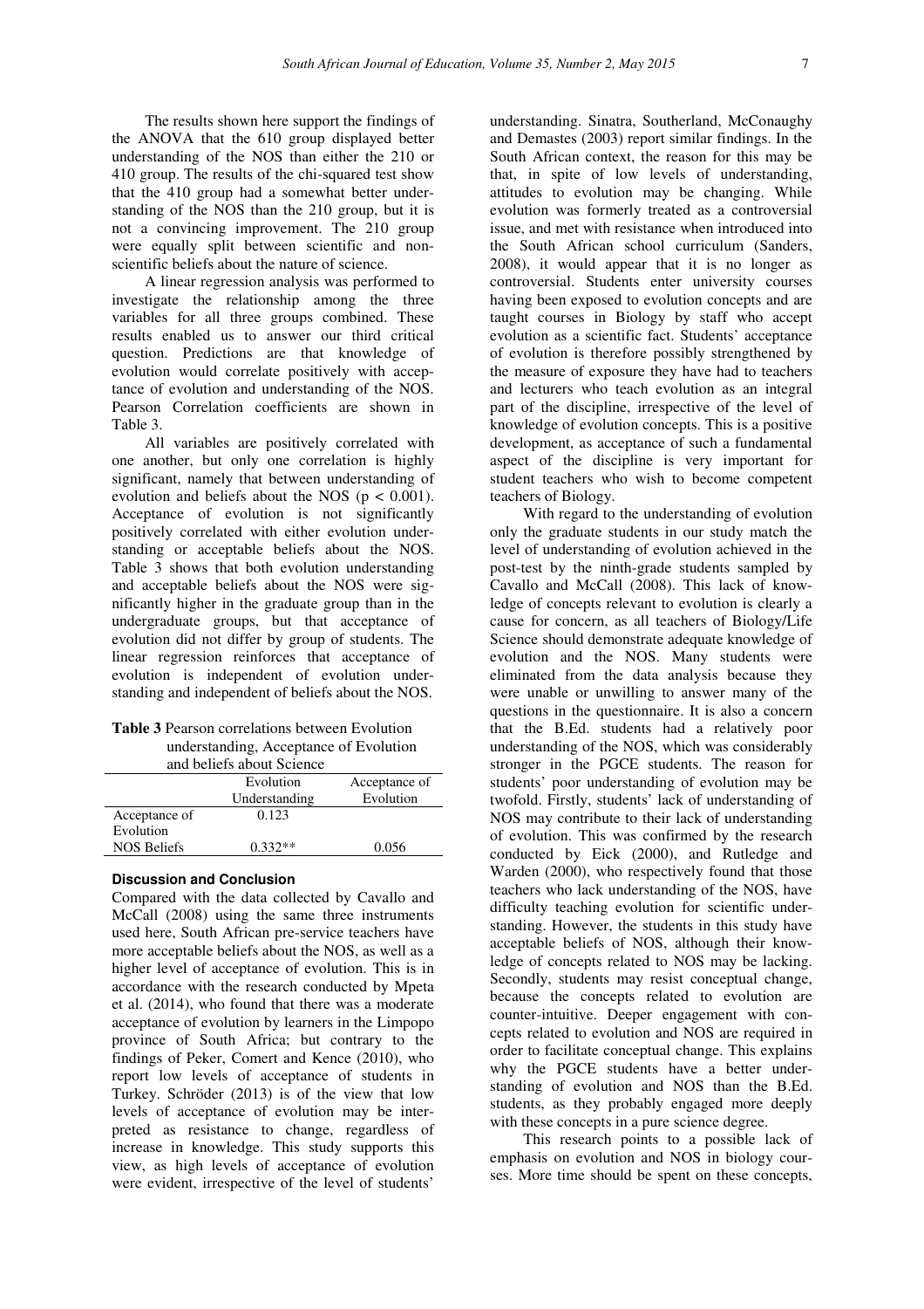The results shown here support the findings of the ANOVA that the 610 group displayed better understanding of the NOS than either the 210 or 410 group. The results of the chi-squared test show that the 410 group had a somewhat better understanding of the NOS than the 210 group, but it is not a convincing improvement. The 210 group were equally split between scientific and non-scientific beliefs about the nature of science.

A linear regression analysis was performed to investigate the relationship among the three variables for all three groups combined. These results enabled us to answer our third critical question. Predictions are that knowledge of evolution would correlate positively with acceptance of evolution and understanding of the NOS. Pearson Correlation coefficients are shown in Table 3.

All variables are positively correlated with one another, but only one correlation is highly significant, namely that between understanding of evolution and beliefs about the NOS ($p < 0.001$). Acceptance of evolution is not significantly positively correlated with either evolution understanding or acceptable beliefs about the NOS. Table 3 shows that both evolution understanding and acceptable beliefs about the NOS were significantly higher in the graduate group than in the undergraduate groups, but that acceptance of evolution did not differ by group of students. The linear regression reinforces that acceptance of evolution is independent of evolution understanding and independent of beliefs about the NOS.

**Table 3** Pearson correlations between Evolution understanding, Acceptance of Evolution and beliefs about Science

| | Evolution Understanding | Acceptance of Evolution |
|---|---|---|
| Acceptance of Evolution | 0.123 | |
| NOS Beliefs | 0.332** | 0.056 |

### Discussion and Conclusion

Compared with the data collected by Cavallo and McCall (2008) using the same three instruments used here, South African pre-service teachers have more acceptable beliefs about the NOS, as well as a higher level of acceptance of evolution. This is in accordance with the research conducted by Mpeta et al. (2014), who found that there was a moderate acceptance of evolution by learners in the Limpopo province of South Africa; but contrary to the findings of Peker, Comert and Kence (2010), who report low levels of acceptance of students in Turkey. Schröder (2013) is of the view that low levels of acceptance of evolution may be interpreted as resistance to change, regardless of increase in knowledge. This study supports this view, as high levels of acceptance of evolution were evident, irrespective of the level of students' understanding. Sinatra, Southerland, McConaughy and Demastes (2003) report similar findings. In the South African context, the reason for this may be that, in spite of low levels of understanding, attitudes to evolution may be changing. While evolution was formerly treated as a controversial issue, and met with resistance when introduced into the South African school curriculum (Sanders, 2008), it would appear that it is no longer as controversial. Students enter university courses having been exposed to evolution concepts and are taught courses in Biology by staff who accept evolution as a scientific fact. Students' acceptance of evolution is therefore possibly strengthened by the measure of exposure they have had to teachers and lecturers who teach evolution as an integral part of the discipline, irrespective of the level of knowledge of evolution concepts. This is a positive development, as acceptance of such a fundamental aspect of the discipline is very important for student teachers who wish to become competent teachers of Biology.

With regard to the understanding of evolution only the graduate students in our study match the level of understanding of evolution achieved in the post-test by the ninth-grade students sampled by Cavallo and McCall (2008). This lack of knowledge of concepts relevant to evolution is clearly a cause for concern, as all teachers of Biology/Life Science should demonstrate adequate knowledge of evolution and the NOS. Many students were eliminated from the data analysis because they were unable or unwilling to answer many of the questions in the questionnaire. It is also a concern that the B.Ed. students had a relatively poor understanding of the NOS, which was considerably stronger in the PGCE students. The reason for students' poor understanding of evolution may be twofold. Firstly, students' lack of understanding of NOS may contribute to their lack of understanding of evolution. This was confirmed by the research conducted by Eick (2000), and Rutledge and Warden (2000), who respectively found that those teachers who lack understanding of the NOS, have difficulty teaching evolution for scientific understanding. However, the students in this study have acceptable beliefs of NOS, although their knowledge of concepts related to NOS may be lacking. Secondly, students may resist conceptual change, because the concepts related to evolution are counter-intuitive. Deeper engagement with concepts related to evolution and NOS are required in order to facilitate conceptual change. This explains why the PGCE students have a better understanding of evolution and NOS than the B.Ed. students, as they probably engaged more deeply with these concepts in a pure science degree.

This research points to a possible lack of emphasis on evolution and NOS in biology courses. More time should be spent on these concepts,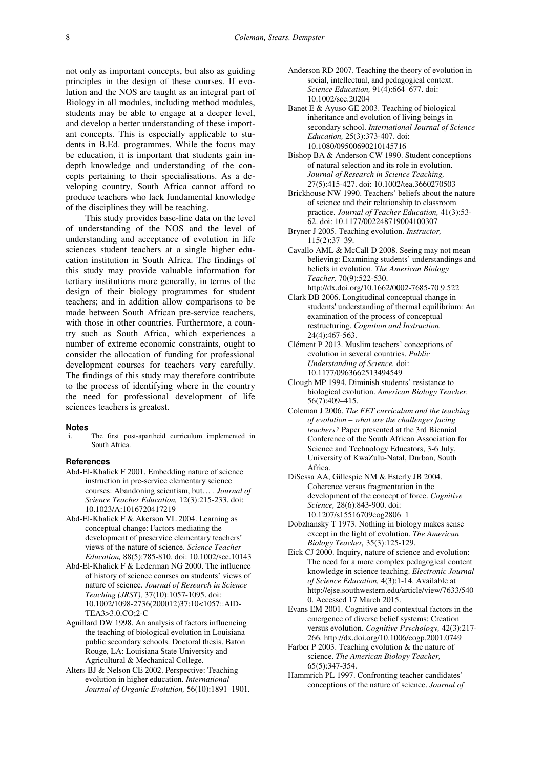not only as important concepts, but also as guiding principles in the design of these courses. If evolution and the NOS are taught as an integral part of Biology in all modules, including method modules, students may be able to engage at a deeper level, and develop a better understanding of these important concepts. This is especially applicable to students in B.Ed. programmes. While the focus may be education, it is important that students gain in-depth knowledge and understanding of the concepts pertaining to their specialisations. As a developing country, South Africa cannot afford to produce teachers who lack fundamental knowledge of the disciplines they will be teaching.

This study provides base-line data on the level of understanding of the NOS and the level of understanding and acceptance of evolution in life sciences student teachers at a single higher education institution in South Africa. The findings of this study may provide valuable information for tertiary institutions more generally, in terms of the design of their biology programmes for student teachers; and in addition allow comparisons to be made between South African pre-service teachers, with those in other countries. Furthermore, a country such as South Africa, which experiences a number of extreme economic constraints, ought to consider the allocation of funding for professional development courses for teachers very carefully. The findings of this study may therefore contribute to the process of identifying where in the country the need for professional development of life sciences teachers is greatest.

## Notes

i. The first post-apartheid curriculum implemented in South Africa.

## References

Abd-El-Khalick F 2001. Embedding nature of science instruction in pre-service elementary science courses: Abandoning scientism, but… . *Journal of Science Teacher Education,* 12(3):215-233. doi: 10.1023/A:1016720417219

Abd-El-Khalick F & Akerson VL 2004. Learning as conceptual change: Factors mediating the development of preservice elementary teachers' views of the nature of science. *Science Teacher Education,* 88(5):785-810. doi: 10.1002/sce.10143

Abd-El-Khalick F & Lederman NG 2000. The influence of history of science courses on students' views of nature of science. *Journal of Research in Science Teaching (JRST),* 37(10):1057-1095. doi: 10.1002/1098-2736(200012)37:10<1057::AID-TEA3>3.0.CO;2-C

Aguillard DW 1998. An analysis of factors influencing the teaching of biological evolution in Louisiana public secondary schools. Doctoral thesis. Baton Rouge, LA: Louisiana State University and Agricultural & Mechanical College.

Alters BJ & Nelson CE 2002. Perspective: Teaching evolution in higher education. *International Journal of Organic Evolution,* 56(10):1891–1901.

Anderson RD 2007. Teaching the theory of evolution in social, intellectual, and pedagogical context. *Science Education,* 91(4):664–677. doi: 10.1002/sce.20204

Banet E & Ayuso GE 2003. Teaching of biological inheritance and evolution of living beings in secondary school. *International Journal of Science Education,* 25(3):373-407. doi: 10.1080/09500690210145716

Bishop BA & Anderson CW 1990. Student conceptions of natural selection and its role in evolution. *Journal of Research in Science Teaching,* 27(5):415-427. doi: 10.1002/tea.3660270503

Brickhouse NW 1990. Teachers' beliefs about the nature of science and their relationship to classroom practice. *Journal of Teacher Education,* 41(3):53-62. doi: 10.1177/002248719004100307

Bryner J 2005. Teaching evolution. *Instructor,* 115(2):37–39.

Cavallo AML & McCall D 2008. Seeing may not mean believing: Examining students' understandings and beliefs in evolution. *The American Biology Teacher,* 70(9):522-530. http://dx.doi.org/10.1662/0002-7685-70.9.522

Clark DB 2006. Longitudinal conceptual change in students' understanding of thermal equilibrium: An examination of the process of conceptual restructuring. *Cognition and Instruction,* 24(4):467-563.

Clément P 2013. Muslim teachers' conceptions of evolution in several countries. *Public Understanding of Science.* doi: 10.1177/0963662513494549

Clough MP 1994. Diminish students' resistance to biological evolution. *American Biology Teacher,* 56(7):409–415.

Coleman J 2006. *The FET curriculum and the teaching of evolution – what are the challenges facing teachers?* Paper presented at the 3rd Biennial Conference of the South African Association for Science and Technology Educators, 3-6 July, University of KwaZulu-Natal, Durban, South Africa.

DiSessa AA, Gillespie NM & Esterly JB 2004. Coherence versus fragmentation in the development of the concept of force. *Cognitive Science,* 28(6):843-900. doi: 10.1207/s15516709cog2806_1

Dobzhansky T 1973. Nothing in biology makes sense except in the light of evolution. *The American Biology Teacher,* 35(3):125-129.

Eick CJ 2000. Inquiry, nature of science and evolution: The need for a more complex pedagogical content knowledge in science teaching. *Electronic Journal of Science Education,* 4(3):1-14. Available at http://ejse.southwestern.edu/article/view/7633/5400. Accessed 17 March 2015.

Evans EM 2001. Cognitive and contextual factors in the emergence of diverse belief systems: Creation versus evolution. *Cognitive Psychology,* 42(3):217-266. http://dx.doi.org/10.1006/cogp.2001.0749

Farber P 2003. Teaching evolution & the nature of science. *The American Biology Teacher,* 65(5):347-354.

Hammrich PL 1997. Confronting teacher candidates' conceptions of the nature of science. *Journal of*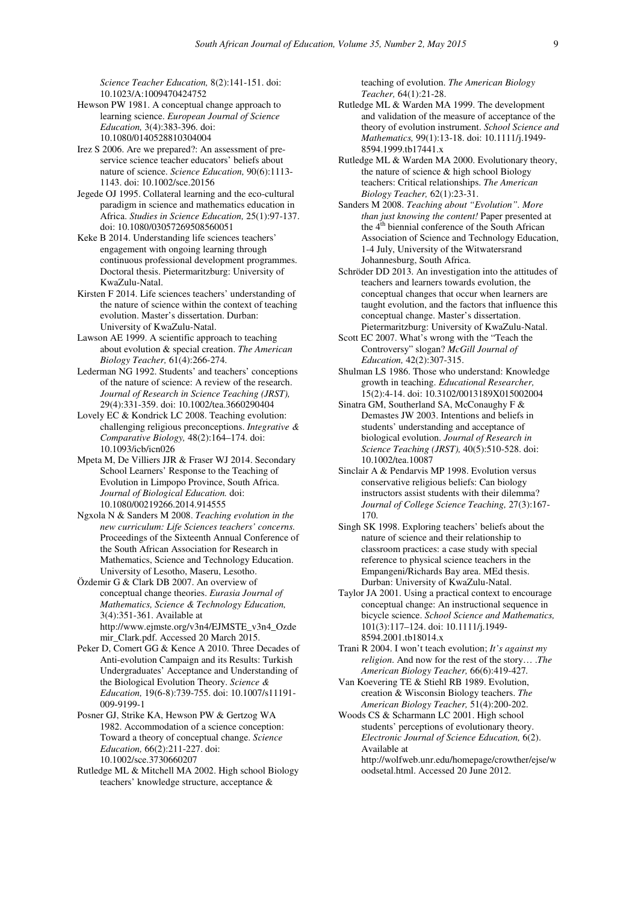*Science Teacher Education,* 8(2):141-151. doi: 10.1023/A:1009470424752

Hewson PW 1981. A conceptual change approach to learning science. *European Journal of Science Education,* 3(4):383-396. doi: 10.1080/0140528810304004

Irez S 2006. Are we prepared?: An assessment of pre-service science teacher educators' beliefs about nature of science. *Science Education,* 90(6):1113-1143. doi: 10.1002/sce.20156

Jegede OJ 1995. Collateral learning and the eco-cultural paradigm in science and mathematics education in Africa. *Studies in Science Education,* 25(1):97-137. doi: 10.1080/03057269508560051

Keke B 2014. Understanding life sciences teachers' engagement with ongoing learning through continuous professional development programmes. Doctoral thesis. Pietermaritzburg: University of KwaZulu-Natal.

Kirsten F 2014. Life sciences teachers' understanding of the nature of science within the context of teaching evolution. Master's dissertation. Durban: University of KwaZulu-Natal.

Lawson AE 1999. A scientific approach to teaching about evolution & special creation. *The American Biology Teacher,* 61(4):266-274.

Lederman NG 1992. Students' and teachers' conceptions of the nature of science: A review of the research. *Journal of Research in Science Teaching (JRST),* 29(4):331-359. doi: 10.1002/tea.3660290404

Lovely EC & Kondrick LC 2008. Teaching evolution: challenging religious preconceptions. *Integrative & Comparative Biology,* 48(2):164–174. doi: 10.1093/icb/icn026

Mpeta M, De Villiers JJR & Fraser WJ 2014. Secondary School Learners' Response to the Teaching of Evolution in Limpopo Province, South Africa. *Journal of Biological Education.* doi: 10.1080/00219266.2014.914555

Ngxola N & Sanders M 2008. *Teaching evolution in the new curriculum: Life Sciences teachers' concerns.* Proceedings of the Sixteenth Annual Conference of the South African Association for Research in Mathematics, Science and Technology Education. University of Lesotho, Maseru, Lesotho.

Özdemir G & Clark DB 2007. An overview of conceptual change theories. *Eurasia Journal of Mathematics, Science & Technology Education,* 3(4):351-361. Available at http://www.ejmste.org/v3n4/EJMSTE_v3n4_Ozdemir_Clark.pdf. Accessed 20 March 2015.

Peker D, Comert GG & Kence A 2010. Three Decades of Anti-evolution Campaign and its Results: Turkish Undergraduates' Acceptance and Understanding of the Biological Evolution Theory. *Science & Education,* 19(6-8):739-755. doi: 10.1007/s11191-009-9199-1

Posner GJ, Strike KA, Hewson PW & Gertzog WA 1982. Accommodation of a science conception: Toward a theory of conceptual change. *Science Education,* 66(2):211-227. doi: 10.1002/sce.3730660207

Rutledge ML & Mitchell MA 2002. High school Biology teachers' knowledge structure, acceptance & teaching of evolution. *The American Biology Teacher,* 64(1):21-28.

Rutledge ML & Warden MA 1999. The development and validation of the measure of acceptance of the theory of evolution instrument. *School Science and Mathematics,* 99(1):13-18. doi: 10.1111/j.1949-8594.1999.tb17441.x

Rutledge ML & Warden MA 2000. Evolutionary theory, the nature of science & high school Biology teachers: Critical relationships. *The American Biology Teacher,* 62(1):23-31.

Sanders M 2008. *Teaching about "Evolution". More than just knowing the content!* Paper presented at the 4th biennial conference of the South African Association of Science and Technology Education, 1-4 July, University of the Witwatersrand Johannesburg, South Africa.

Schröder DD 2013. An investigation into the attitudes of teachers and learners towards evolution, the conceptual changes that occur when learners are taught evolution, and the factors that influence this conceptual change. Master's dissertation. Pietermaritzburg: University of KwaZulu-Natal.

Scott EC 2007. What's wrong with the "Teach the Controversy" slogan? *McGill Journal of Education,* 42(2):307-315.

Shulman LS 1986. Those who understand: Knowledge growth in teaching. *Educational Researcher,* 15(2):4-14. doi: 10.3102/0013189X015002004

Sinatra GM, Southerland SA, McConaughy F & Demastes JW 2003. Intentions and beliefs in students' understanding and acceptance of biological evolution. *Journal of Research in Science Teaching (JRST),* 40(5):510-528. doi: 10.1002/tea.10087

Sinclair A & Pendarvis MP 1998. Evolution versus conservative religious beliefs: Can biology instructors assist students with their dilemma? *Journal of College Science Teaching,* 27(3):167-170.

Singh SK 1998. Exploring teachers' beliefs about the nature of science and their relationship to classroom practices: a case study with special reference to physical science teachers in the Empangeni/Richards Bay area. MEd thesis. Durban: University of KwaZulu-Natal.

Taylor JA 2001. Using a practical context to encourage conceptual change: An instructional sequence in bicycle science. *School Science and Mathematics,* 101(3):117–124. doi: 10.1111/j.1949-8594.2001.tb18014.x

Trani R 2004. I won't teach evolution; *It's against my religion.* And now for the rest of the story… .*The American Biology Teacher,* 66(6):419-427.

Van Koevering TE & Stiehl RB 1989. Evolution, creation & Wisconsin Biology teachers. *The American Biology Teacher,* 51(4):200-202.

Woods CS & Scharmann LC 2001. High school students' perceptions of evolutionary theory. *Electronic Journal of Science Education,* 6(2). Available at http://wolfweb.unr.edu/homepage/crowther/ejse/woodsetal.html. Accessed 20 June 2012.